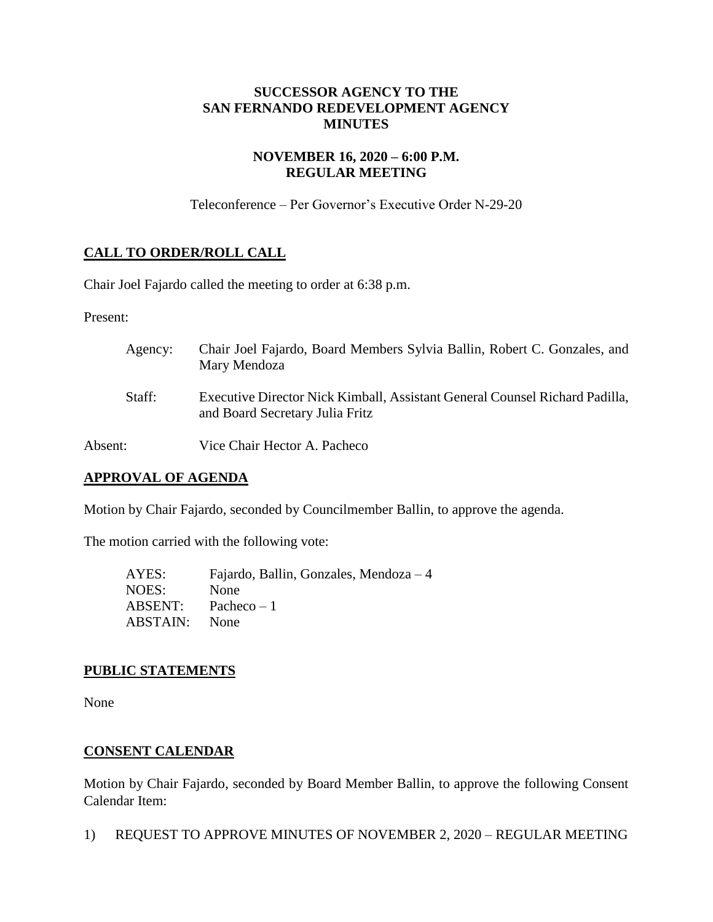**SUCCESSOR AGENCY TO THE SAN FERNANDO REDEVELOPMENT AGENCY MINUTES**

**NOVEMBER 16, 2020 – 6:00 P.M. REGULAR MEETING**

Teleconference – Per Governor's Executive Order N-29-20

## CALL TO ORDER/ROLL CALL

Chair Joel Fajardo called the meeting to order at 6:38 p.m.

Present:

Agency: Chair Joel Fajardo, Board Members Sylvia Ballin, Robert C. Gonzales, and Mary Mendoza

Staff: Executive Director Nick Kimball, Assistant General Counsel Richard Padilla, and Board Secretary Julia Fritz

Absent: Vice Chair Hector A. Pacheco

## APPROVAL OF AGENDA

Motion by Chair Fajardo, seconded by Councilmember Ballin, to approve the agenda.

The motion carried with the following vote:

AYES: Fajardo, Ballin, Gonzales, Mendoza – 4
NOES: None
ABSENT: Pacheco – 1
ABSTAIN: None

## PUBLIC STATEMENTS

None

## CONSENT CALENDAR

Motion by Chair Fajardo, seconded by Board Member Ballin, to approve the following Consent Calendar Item:

1) REQUEST TO APPROVE MINUTES OF NOVEMBER 2, 2020 – REGULAR MEETING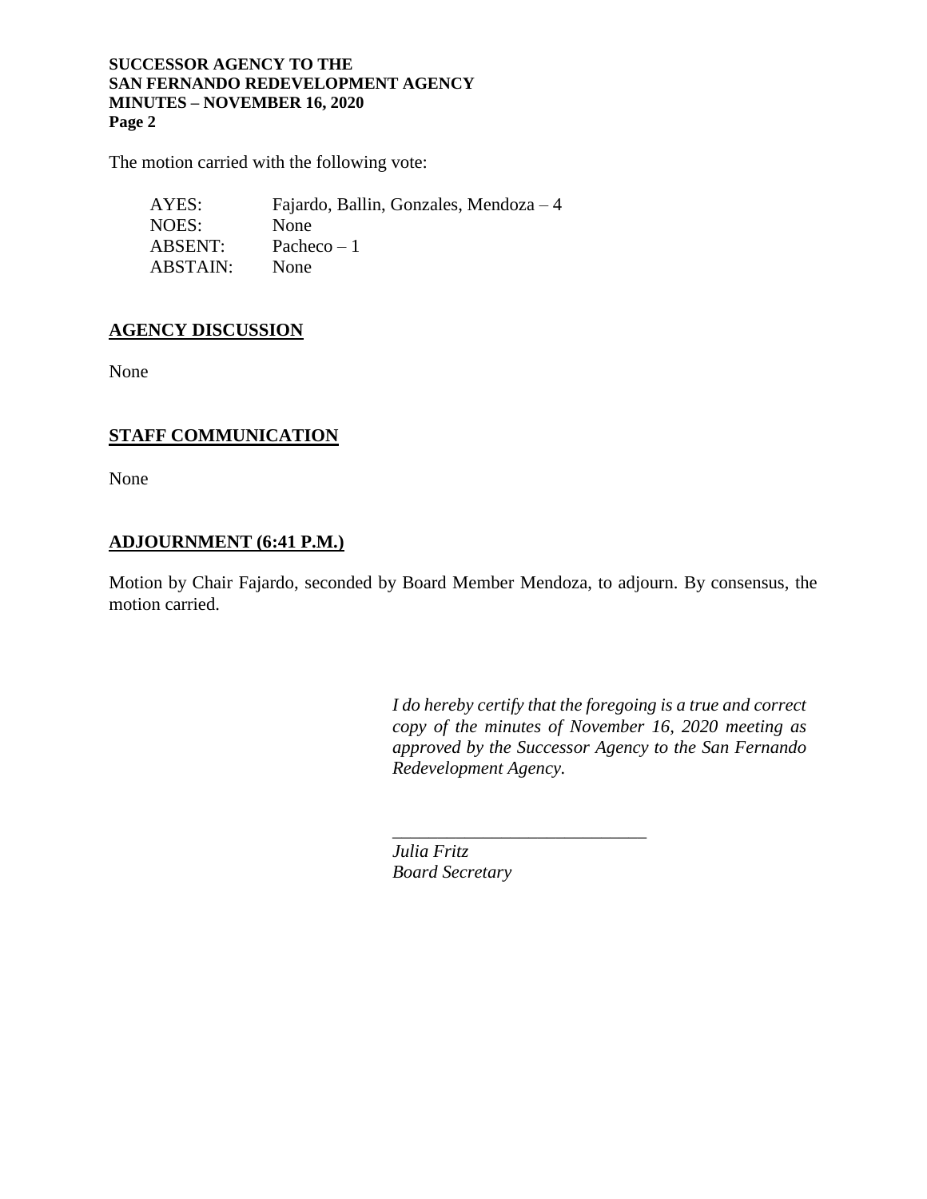The motion carried with the following vote:

| | |
|---|---|
| AYES: | Fajardo, Ballin, Gonzales, Mendoza – 4 |
| NOES: | None |
| ABSENT: | Pacheco – 1 |
| ABSTAIN: | None |

## AGENCY DISCUSSION

None

## STAFF COMMUNICATION

None

## ADJOURNMENT (6:41 P.M.)

Motion by Chair Fajardo, seconded by Board Member Mendoza, to adjourn. By consensus, the motion carried.

*I do hereby certify that the foregoing is a true and correct copy of the minutes of November 16, 2020 meeting as approved by the Successor Agency to the San Fernando Redevelopment Agency.*

___________________________

*Julia Fritz*
*Board Secretary*